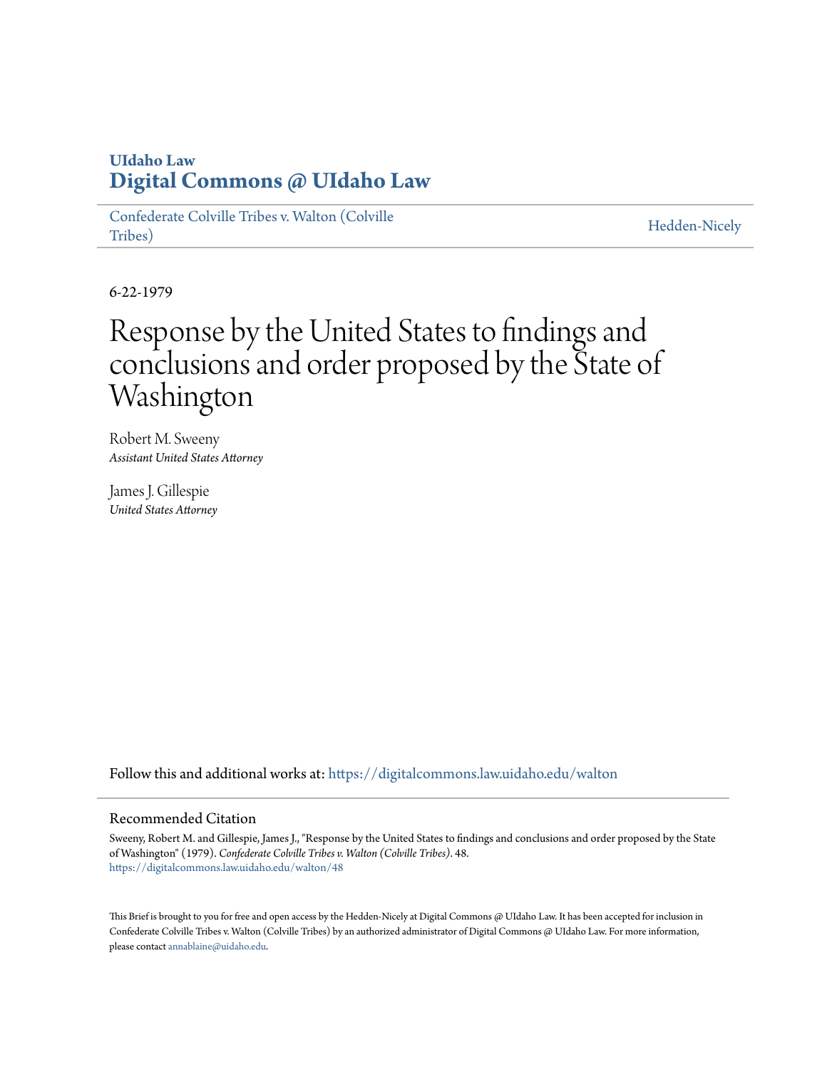UIdaho Law
**Digital Commons @ UIdaho Law**

Confederate Colville Tribes v. Walton (Colville Tribes) | Hedden-Nicely

6-22-1979

# Response by the United States to findings and conclusions and order proposed by the State of Washington

Robert M. Sweeny
*Assistant United States Attorney*

James J. Gillespie
*United States Attorney*

Follow this and additional works at: https://digitalcommons.law.uidaho.edu/walton

## Recommended Citation

Sweeny, Robert M. and Gillespie, James J., "Response by the United States to findings and conclusions and order proposed by the State of Washington" (1979). *Confederate Colville Tribes v. Walton (Colville Tribes)*. 48.
https://digitalcommons.law.uidaho.edu/walton/48

This Brief is brought to you for free and open access by the Hedden-Nicely at Digital Commons @ UIdaho Law. It has been accepted for inclusion in Confederate Colville Tribes v. Walton (Colville Tribes) by an authorized administrator of Digital Commons @ UIdaho Law. For more information, please contact annablaine@uidaho.edu.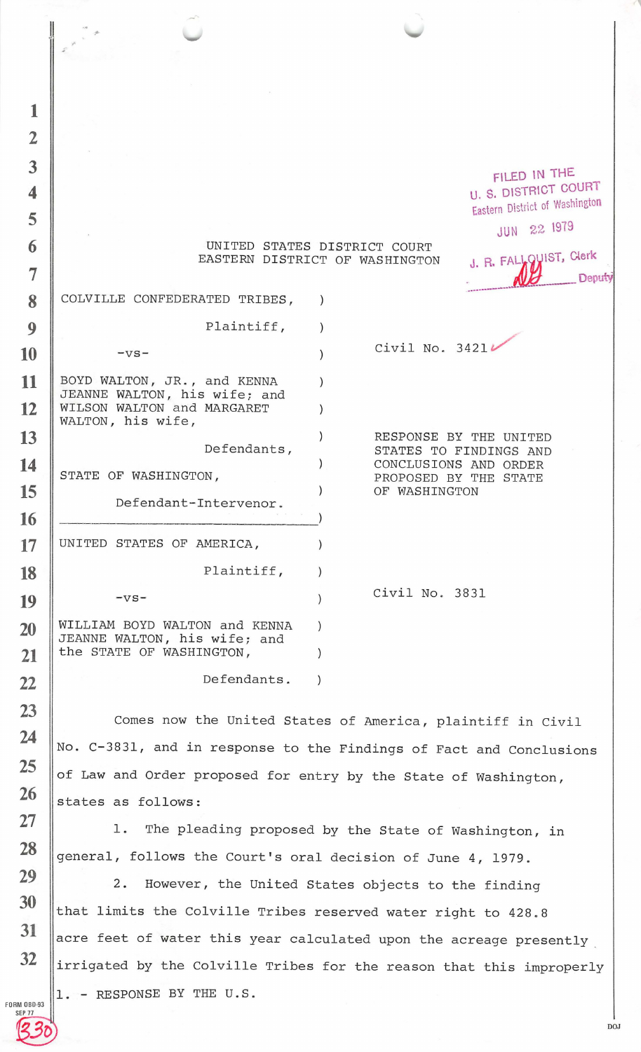FILED IN THE
U. S. DISTRICT COURT
Eastern District of Washington

JUN 22 1979

J. R. FALLQUIST, Clerk
Deputy

UNITED STATES DISTRICT COURT
EASTERN DISTRICT OF WASHINGTON

| | | |
|---|---|---|
| COLVILLE CONFEDERATED TRIBES, Plaintiff, -vs- BOYD WALTON, JR., and KENNA JEANNE WALTON, his wife; and WILSON WALTON and MARGARET WALTON, his wife, Defendants, STATE OF WASHINGTON, Defendant-Intervenor. | ) | Civil No. 3421 |
| | | RESPONSE BY THE UNITED STATES TO FINDINGS AND CONCLUSIONS AND ORDER PROPOSED BY THE STATE OF WASHINGTON |
| UNITED STATES OF AMERICA, Plaintiff, -vs- WILLIAM BOYD WALTON and KENNA JEANNE WALTON, his wife; and the STATE OF WASHINGTON, Defendants. | ) | Civil No. 3831 |

Comes now the United States of America, plaintiff in Civil No. C-3831, and in response to the Findings of Fact and Conclusions of Law and Order proposed for entry by the State of Washington, states as follows:

1. The pleading proposed by the State of Washington, in general, follows the Court's oral decision of June 4, 1979.

2. However, the United States objects to the finding that limits the Colville Tribes reserved water right to 428.8 acre feet of water this year calculated upon the acreage presently irrigated by the Colville Tribes for the reason that this improperly

1. - RESPONSE BY THE U.S.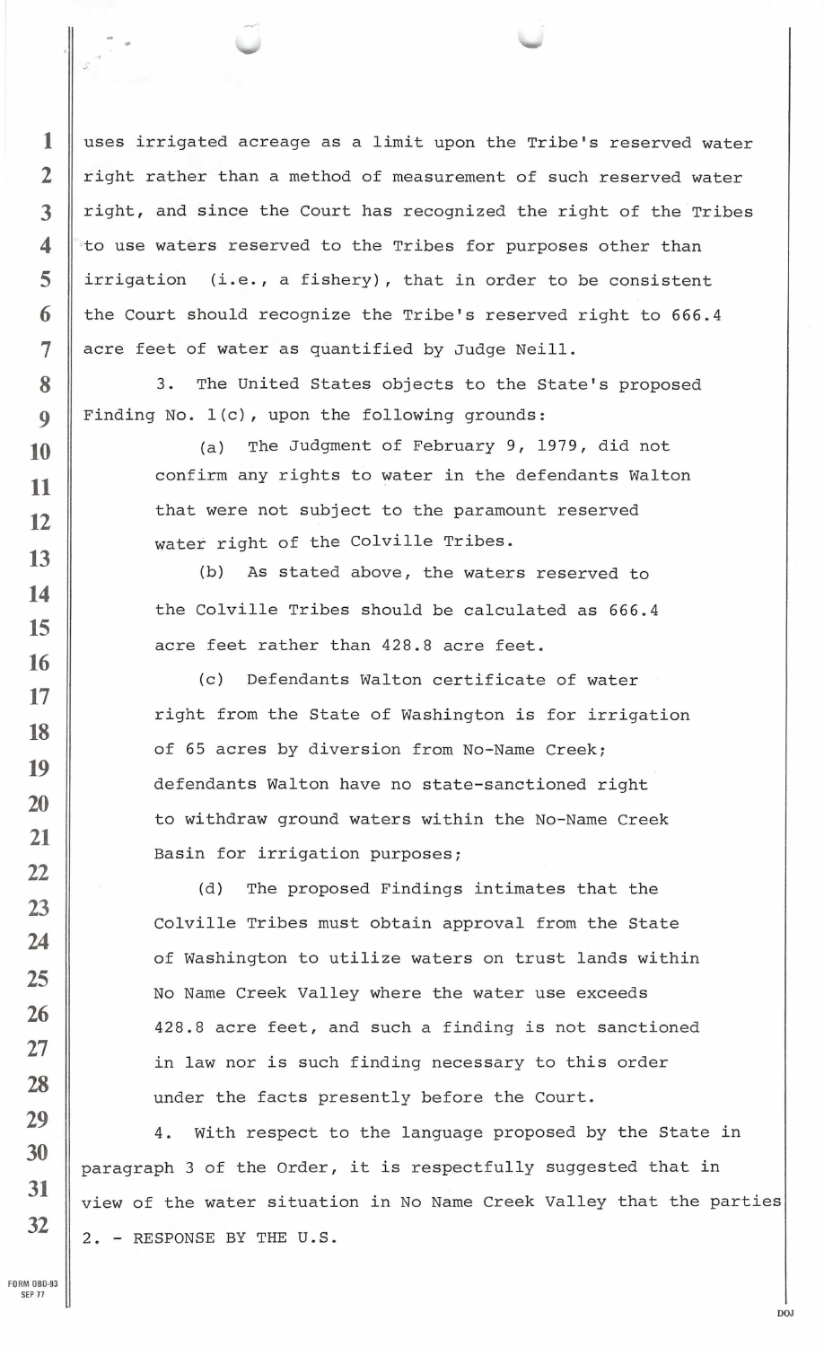uses irrigated acreage as a limit upon the Tribe's reserved water right rather than a method of measurement of such reserved water right, and since the Court has recognized the right of the Tribes to use waters reserved to the Tribes for purposes other than irrigation (i.e., a fishery), that in order to be consistent the Court should recognize the Tribe's reserved right to 666.4 acre feet of water as quantified by Judge Neill.

3. The United States objects to the State's proposed Finding No. 1(c), upon the following grounds:

(a) The Judgment of February 9, 1979, did not confirm any rights to water in the defendants Walton that were not subject to the paramount reserved water right of the Colville Tribes.

(b) As stated above, the waters reserved to the Colville Tribes should be calculated as 666.4 acre feet rather than 428.8 acre feet.

(c) Defendants Walton certificate of water right from the State of Washington is for irrigation of 65 acres by diversion from No-Name Creek; defendants Walton have no state-sanctioned right to withdraw ground waters within the No-Name Creek Basin for irrigation purposes;

(d) The proposed Findings intimates that the Colville Tribes must obtain approval from the State of Washington to utilize waters on trust lands within No Name Creek Valley where the water use exceeds 428.8 acre feet, and such a finding is not sanctioned in law nor is such finding necessary to this order under the facts presently before the Court.

4. With respect to the language proposed by the State in paragraph 3 of the Order, it is respectfully suggested that in view of the water situation in No Name Creek Valley that the parties

2. - RESPONSE BY THE U.S.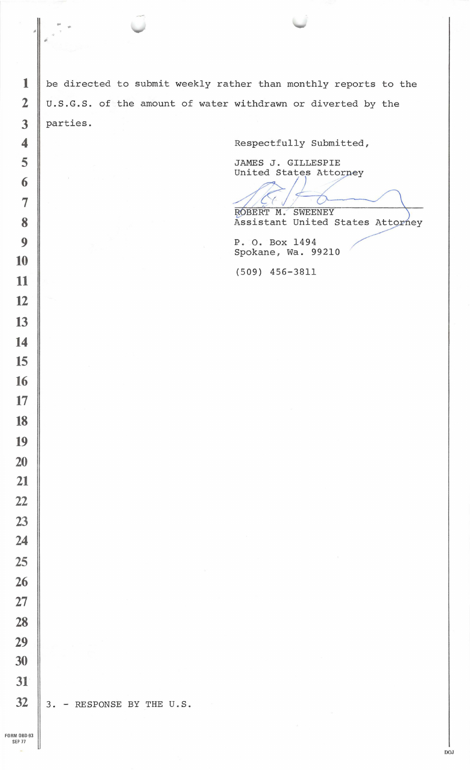be directed to submit weekly rather than monthly reports to the U.S.G.S. of the amount of water withdrawn or diverted by the parties.

Respectfully Submitted,

JAMES J. GILLESPIE
United States Attorney

ROBERT M. SWEENEY
Assistant United States Attorney

P. O. Box 1494
Spokane, Wa. 99210

(509) 456-3811

3. - RESPONSE BY THE U.S.